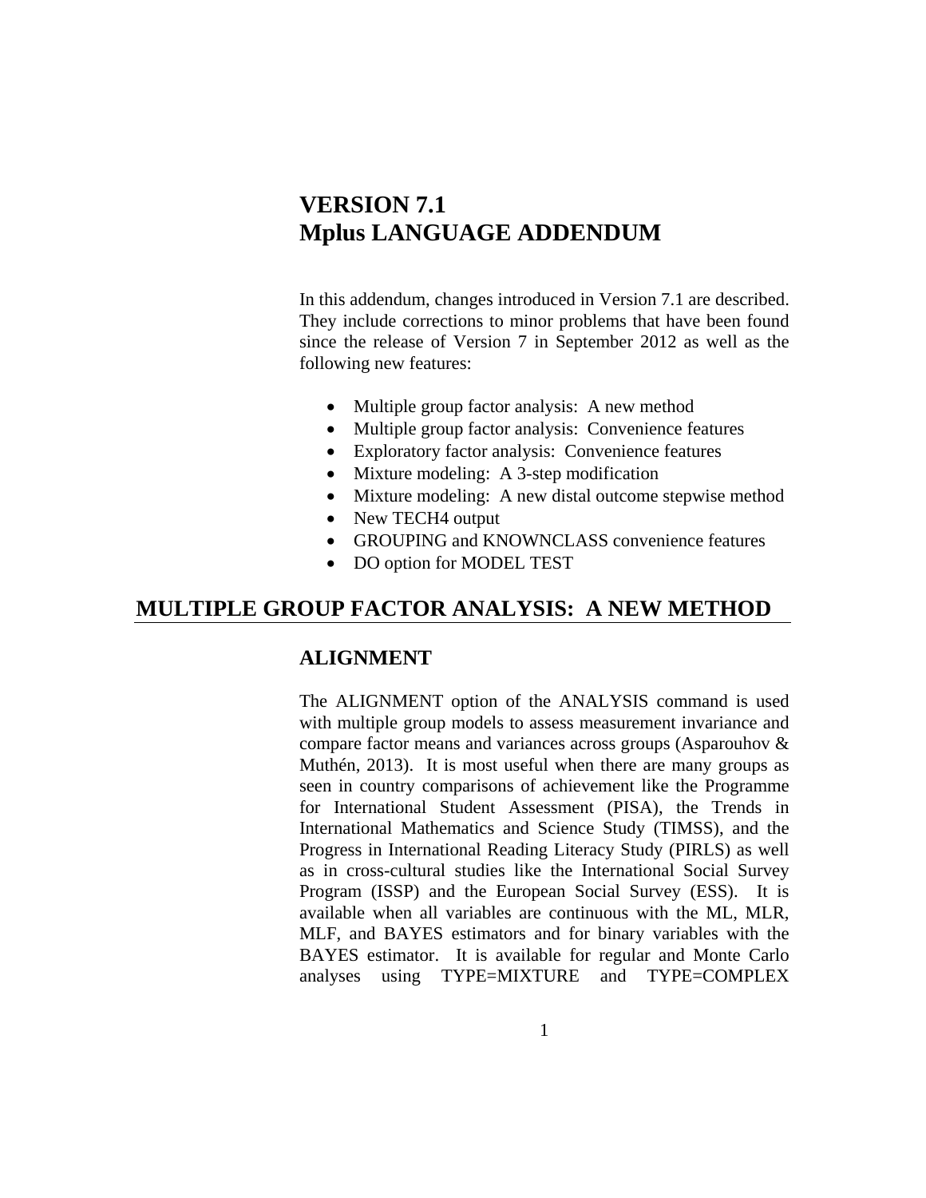# VERSION 7.1
# Mplus LANGUAGE ADDENDUM

In this addendum, changes introduced in Version 7.1 are described. They include corrections to minor problems that have been found since the release of Version 7 in September 2012 as well as the following new features:

- Multiple group factor analysis: A new method
- Multiple group factor analysis: Convenience features
- Exploratory factor analysis: Convenience features
- Mixture modeling: A 3-step modification
- Mixture modeling: A new distal outcome stepwise method
- New TECH4 output
- GROUPING and KNOWNCLASS convenience features
- DO option for MODEL TEST

## MULTIPLE GROUP FACTOR ANALYSIS: A NEW METHOD

### ALIGNMENT

The ALIGNMENT option of the ANALYSIS command is used with multiple group models to assess measurement invariance and compare factor means and variances across groups (Asparouhov & Muthén, 2013). It is most useful when there are many groups as seen in country comparisons of achievement like the Programme for International Student Assessment (PISA), the Trends in International Mathematics and Science Study (TIMSS), and the Progress in International Reading Literacy Study (PIRLS) as well as in cross-cultural studies like the International Social Survey Program (ISSP) and the European Social Survey (ESS). It is available when all variables are continuous with the ML, MLR, MLF, and BAYES estimators and for binary variables with the BAYES estimator. It is available for regular and Monte Carlo analyses using TYPE=MIXTURE and TYPE=COMPLEX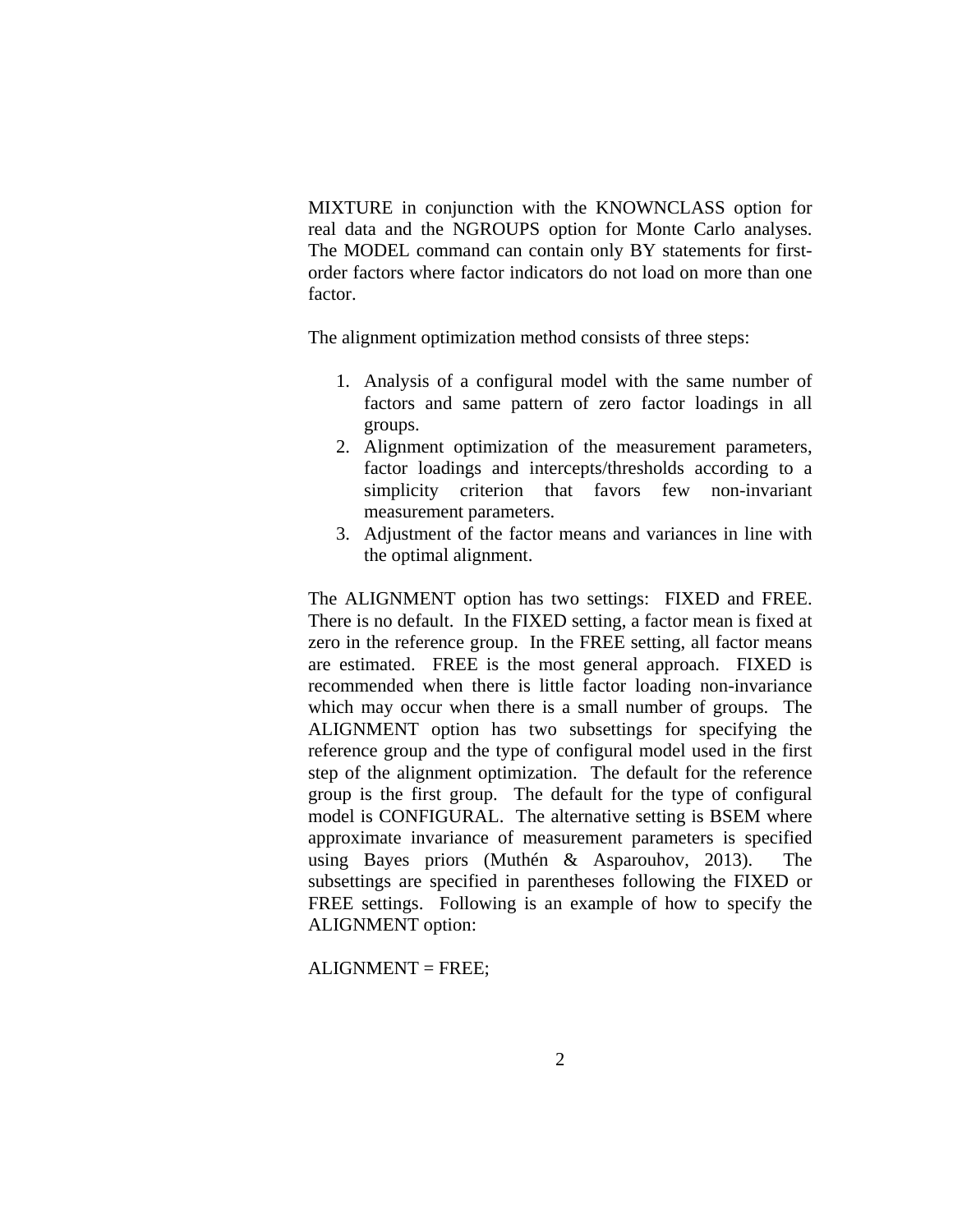MIXTURE in conjunction with the KNOWNCLASS option for real data and the NGROUPS option for Monte Carlo analyses. The MODEL command can contain only BY statements for first-order factors where factor indicators do not load on more than one factor.

The alignment optimization method consists of three steps:

1. Analysis of a configural model with the same number of factors and same pattern of zero factor loadings in all groups.
2. Alignment optimization of the measurement parameters, factor loadings and intercepts/thresholds according to a simplicity criterion that favors few non-invariant measurement parameters.
3. Adjustment of the factor means and variances in line with the optimal alignment.

The ALIGNMENT option has two settings: FIXED and FREE. There is no default. In the FIXED setting, a factor mean is fixed at zero in the reference group. In the FREE setting, all factor means are estimated. FREE is the most general approach. FIXED is recommended when there is little factor loading non-invariance which may occur when there is a small number of groups. The ALIGNMENT option has two subsettings for specifying the reference group and the type of configural model used in the first step of the alignment optimization. The default for the reference group is the first group. The default for the type of configural model is CONFIGURAL. The alternative setting is BSEM where approximate invariance of measurement parameters is specified using Bayes priors (Muthén & Asparouhov, 2013). The subsettings are specified in parentheses following the FIXED or FREE settings. Following is an example of how to specify the ALIGNMENT option:

ALIGNMENT = FREE;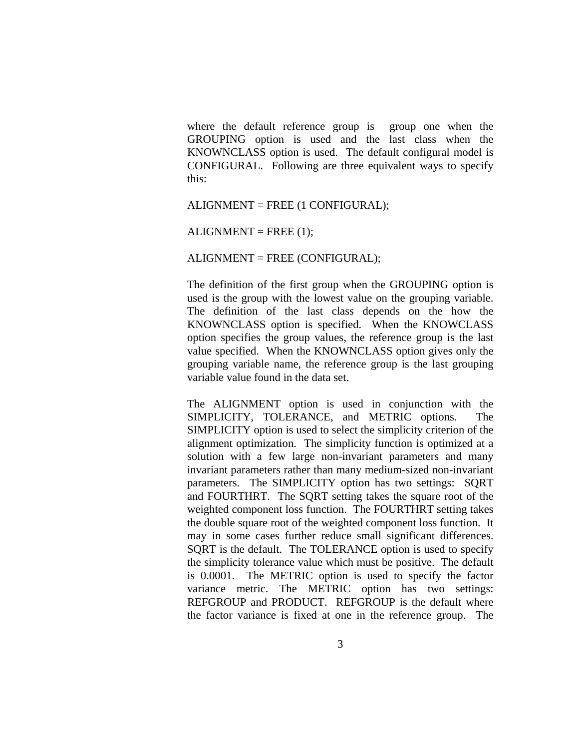where the default reference group is group one when the GROUPING option is used and the last class when the KNOWNCLASS option is used. The default configural model is CONFIGURAL. Following are three equivalent ways to specify this:

ALIGNMENT = FREE (1 CONFIGURAL);

ALIGNMENT = FREE (1);

ALIGNMENT = FREE (CONFIGURAL);

The definition of the first group when the GROUPING option is used is the group with the lowest value on the grouping variable. The definition of the last class depends on the how the KNOWNCLASS option is specified. When the KNOWCLASS option specifies the group values, the reference group is the last value specified. When the KNOWNCLASS option gives only the grouping variable name, the reference group is the last grouping variable value found in the data set.

The ALIGNMENT option is used in conjunction with the SIMPLICITY, TOLERANCE, and METRIC options. The SIMPLICITY option is used to select the simplicity criterion of the alignment optimization. The simplicity function is optimized at a solution with a few large non-invariant parameters and many invariant parameters rather than many medium-sized non-invariant parameters. The SIMPLICITY option has two settings: SQRT and FOURTHRT. The SQRT setting takes the square root of the weighted component loss function. The FOURTHRT setting takes the double square root of the weighted component loss function. It may in some cases further reduce small significant differences. SQRT is the default. The TOLERANCE option is used to specify the simplicity tolerance value which must be positive. The default is 0.0001. The METRIC option is used to specify the factor variance metric. The METRIC option has two settings: REFGROUP and PRODUCT. REFGROUP is the default where the factor variance is fixed at one in the reference group. The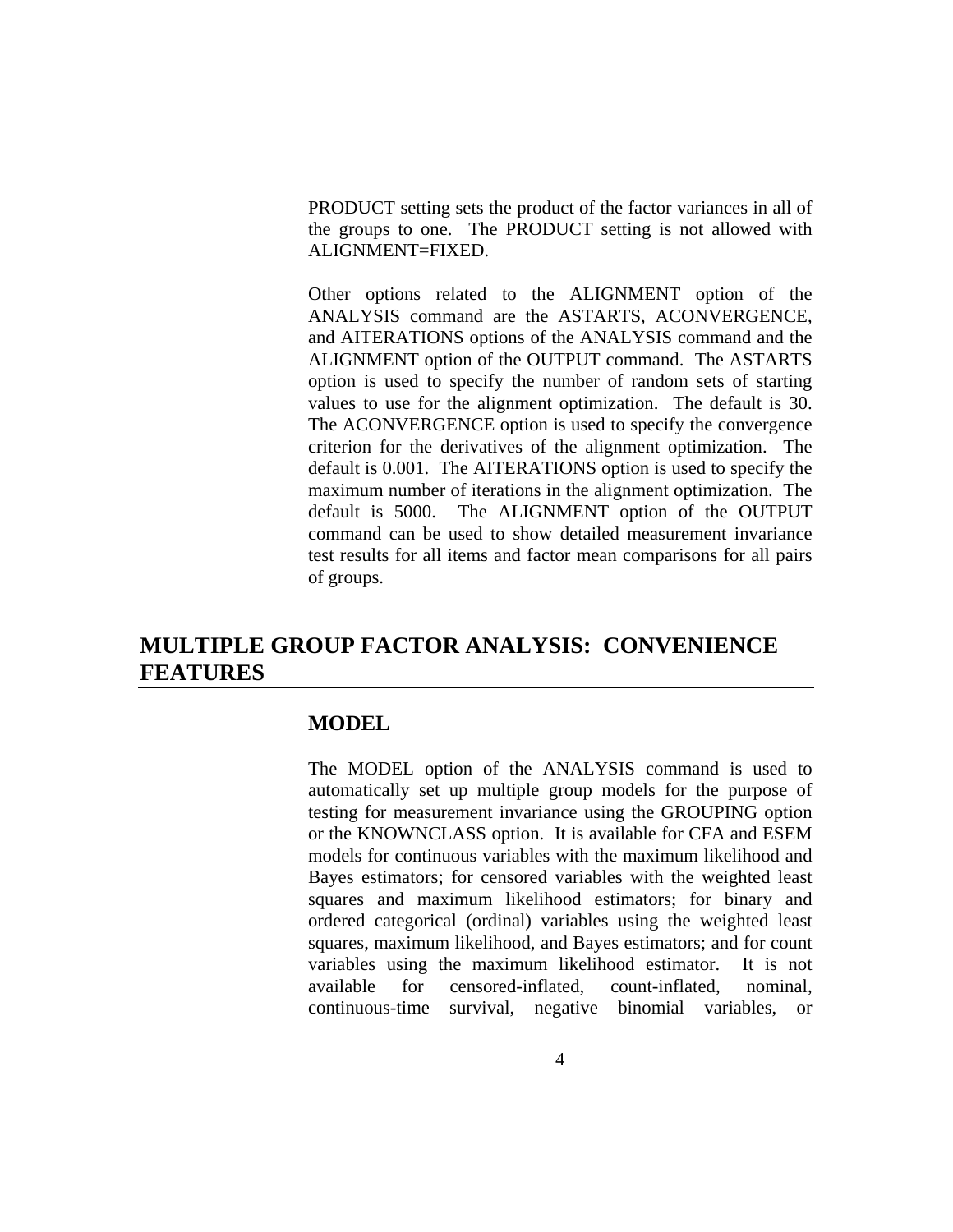PRODUCT setting sets the product of the factor variances in all of the groups to one. The PRODUCT setting is not allowed with ALIGNMENT=FIXED.

Other options related to the ALIGNMENT option of the ANALYSIS command are the ASTARTS, ACONVERGENCE, and AITERATIONS options of the ANALYSIS command and the ALIGNMENT option of the OUTPUT command. The ASTARTS option is used to specify the number of random sets of starting values to use for the alignment optimization. The default is 30. The ACONVERGENCE option is used to specify the convergence criterion for the derivatives of the alignment optimization. The default is 0.001. The AITERATIONS option is used to specify the maximum number of iterations in the alignment optimization. The default is 5000. The ALIGNMENT option of the OUTPUT command can be used to show detailed measurement invariance test results for all items and factor mean comparisons for all pairs of groups.

## MULTIPLE GROUP FACTOR ANALYSIS: CONVENIENCE FEATURES

### MODEL

The MODEL option of the ANALYSIS command is used to automatically set up multiple group models for the purpose of testing for measurement invariance using the GROUPING option or the KNOWNCLASS option. It is available for CFA and ESEM models for continuous variables with the maximum likelihood and Bayes estimators; for censored variables with the weighted least squares and maximum likelihood estimators; for binary and ordered categorical (ordinal) variables using the weighted least squares, maximum likelihood, and Bayes estimators; and for count variables using the maximum likelihood estimator. It is not available for censored-inflated, count-inflated, nominal, continuous-time survival, negative binomial variables, or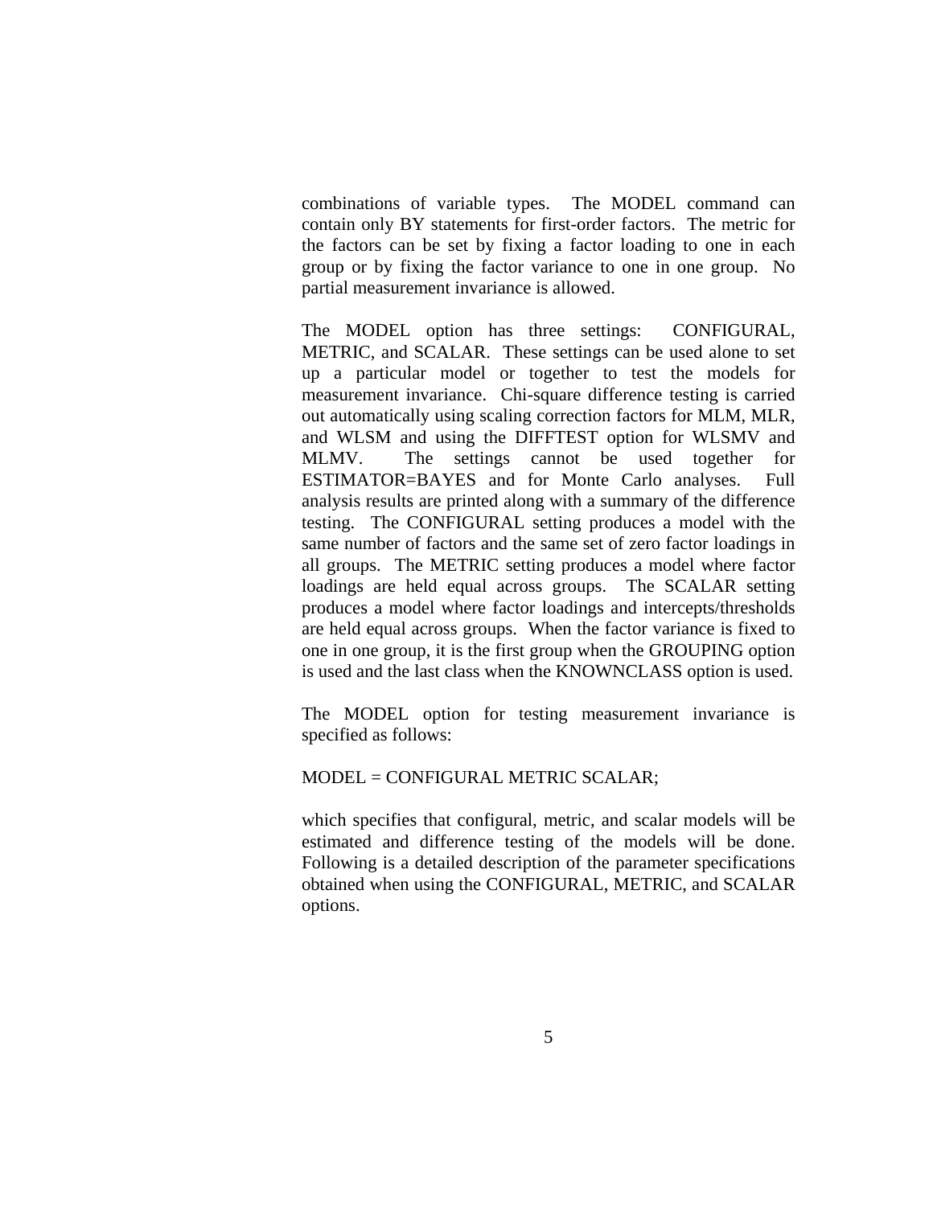combinations of variable types. The MODEL command can contain only BY statements for first-order factors. The metric for the factors can be set by fixing a factor loading to one in each group or by fixing the factor variance to one in one group. No partial measurement invariance is allowed.

The MODEL option has three settings: CONFIGURAL, METRIC, and SCALAR. These settings can be used alone to set up a particular model or together to test the models for measurement invariance. Chi-square difference testing is carried out automatically using scaling correction factors for MLM, MLR, and WLSM and using the DIFFTEST option for WLSMV and MLMV. The settings cannot be used together for ESTIMATOR=BAYES and for Monte Carlo analyses. Full analysis results are printed along with a summary of the difference testing. The CONFIGURAL setting produces a model with the same number of factors and the same set of zero factor loadings in all groups. The METRIC setting produces a model where factor loadings are held equal across groups. The SCALAR setting produces a model where factor loadings and intercepts/thresholds are held equal across groups. When the factor variance is fixed to one in one group, it is the first group when the GROUPING option is used and the last class when the KNOWNCLASS option is used.

The MODEL option for testing measurement invariance is specified as follows:

```
MODEL = CONFIGURAL METRIC SCALAR;
```

which specifies that configural, metric, and scalar models will be estimated and difference testing of the models will be done. Following is a detailed description of the parameter specifications obtained when using the CONFIGURAL, METRIC, and SCALAR options.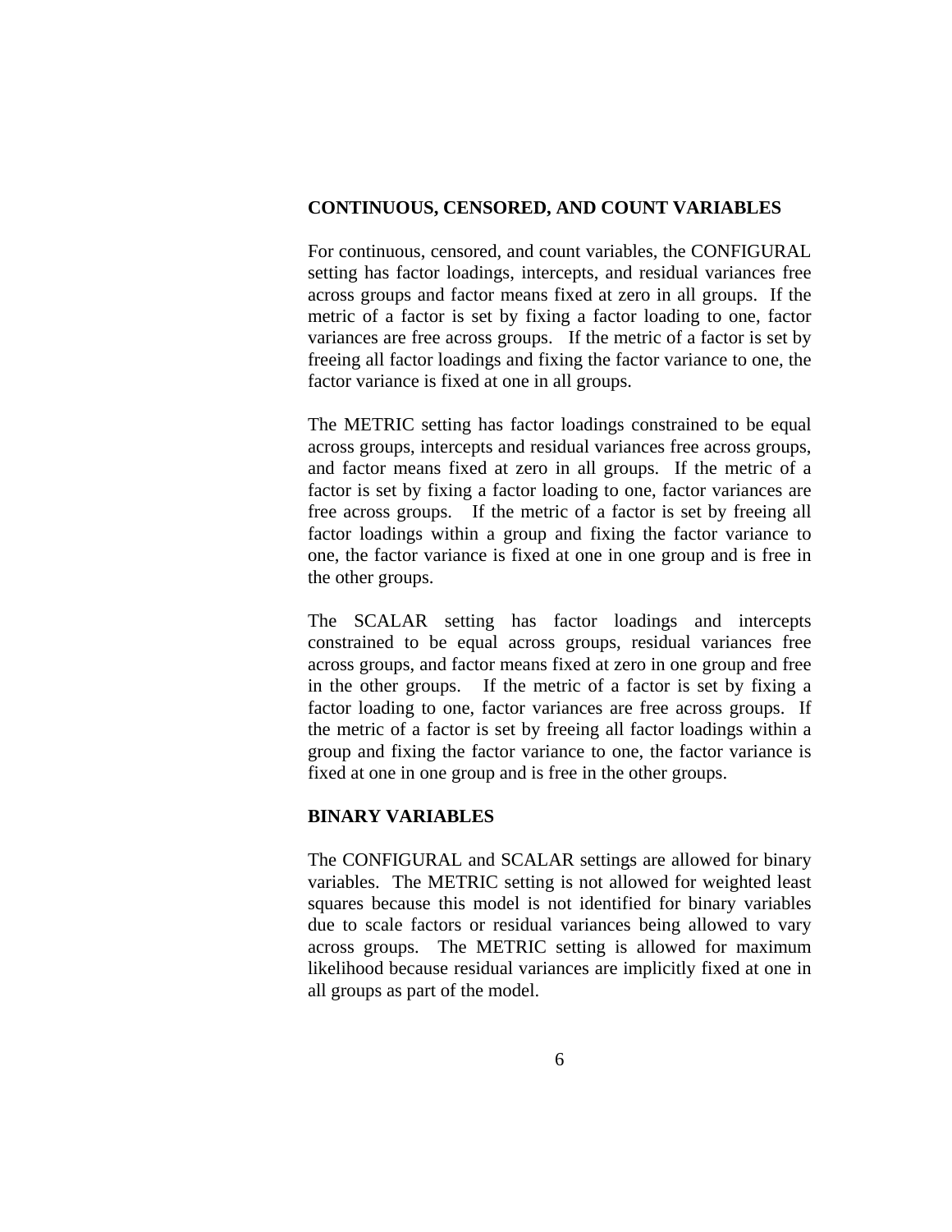**CONTINUOUS, CENSORED, AND COUNT VARIABLES**

For continuous, censored, and count variables, the CONFIGURAL setting has factor loadings, intercepts, and residual variances free across groups and factor means fixed at zero in all groups. If the metric of a factor is set by fixing a factor loading to one, factor variances are free across groups. If the metric of a factor is set by freeing all factor loadings and fixing the factor variance to one, the factor variance is fixed at one in all groups.

The METRIC setting has factor loadings constrained to be equal across groups, intercepts and residual variances free across groups, and factor means fixed at zero in all groups. If the metric of a factor is set by fixing a factor loading to one, factor variances are free across groups. If the metric of a factor is set by freeing all factor loadings within a group and fixing the factor variance to one, the factor variance is fixed at one in one group and is free in the other groups.

The SCALAR setting has factor loadings and intercepts constrained to be equal across groups, residual variances free across groups, and factor means fixed at zero in one group and free in the other groups. If the metric of a factor is set by fixing a factor loading to one, factor variances are free across groups. If the metric of a factor is set by freeing all factor loadings within a group and fixing the factor variance to one, the factor variance is fixed at one in one group and is free in the other groups.

**BINARY VARIABLES**

The CONFIGURAL and SCALAR settings are allowed for binary variables. The METRIC setting is not allowed for weighted least squares because this model is not identified for binary variables due to scale factors or residual variances being allowed to vary across groups. The METRIC setting is allowed for maximum likelihood because residual variances are implicitly fixed at one in all groups as part of the model.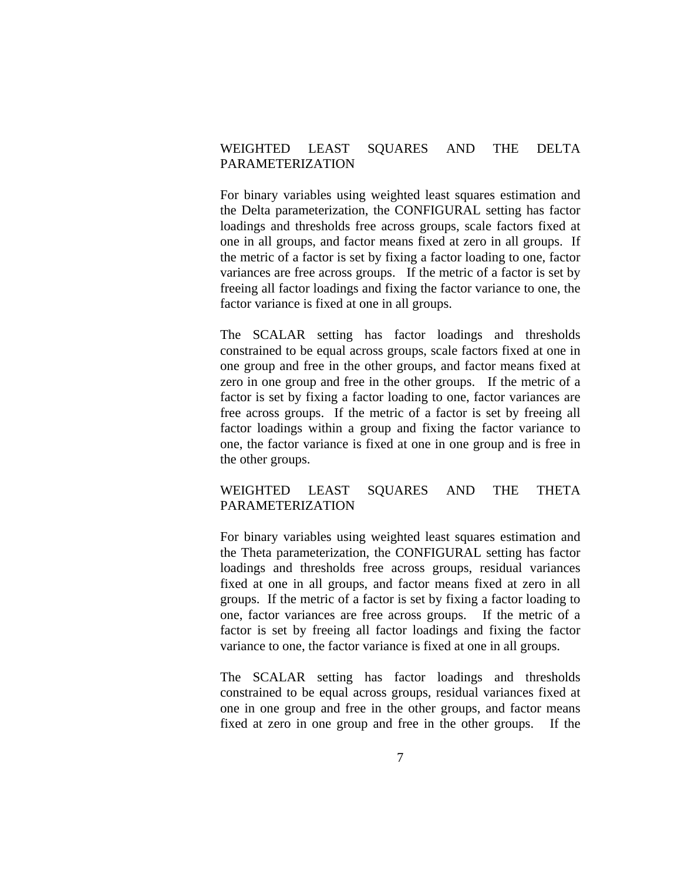## WEIGHTED LEAST SQUARES AND THE DELTA PARAMETERIZATION

For binary variables using weighted least squares estimation and the Delta parameterization, the CONFIGURAL setting has factor loadings and thresholds free across groups, scale factors fixed at one in all groups, and factor means fixed at zero in all groups. If the metric of a factor is set by fixing a factor loading to one, factor variances are free across groups. If the metric of a factor is set by freeing all factor loadings and fixing the factor variance to one, the factor variance is fixed at one in all groups.

The SCALAR setting has factor loadings and thresholds constrained to be equal across groups, scale factors fixed at one in one group and free in the other groups, and factor means fixed at zero in one group and free in the other groups. If the metric of a factor is set by fixing a factor loading to one, factor variances are free across groups. If the metric of a factor is set by freeing all factor loadings within a group and fixing the factor variance to one, the factor variance is fixed at one in one group and is free in the other groups.

## WEIGHTED LEAST SQUARES AND THE THETA PARAMETERIZATION

For binary variables using weighted least squares estimation and the Theta parameterization, the CONFIGURAL setting has factor loadings and thresholds free across groups, residual variances fixed at one in all groups, and factor means fixed at zero in all groups. If the metric of a factor is set by fixing a factor loading to one, factor variances are free across groups. If the metric of a factor is set by freeing all factor loadings and fixing the factor variance to one, the factor variance is fixed at one in all groups.

The SCALAR setting has factor loadings and thresholds constrained to be equal across groups, residual variances fixed at one in one group and free in the other groups, and factor means fixed at zero in one group and free in the other groups. If the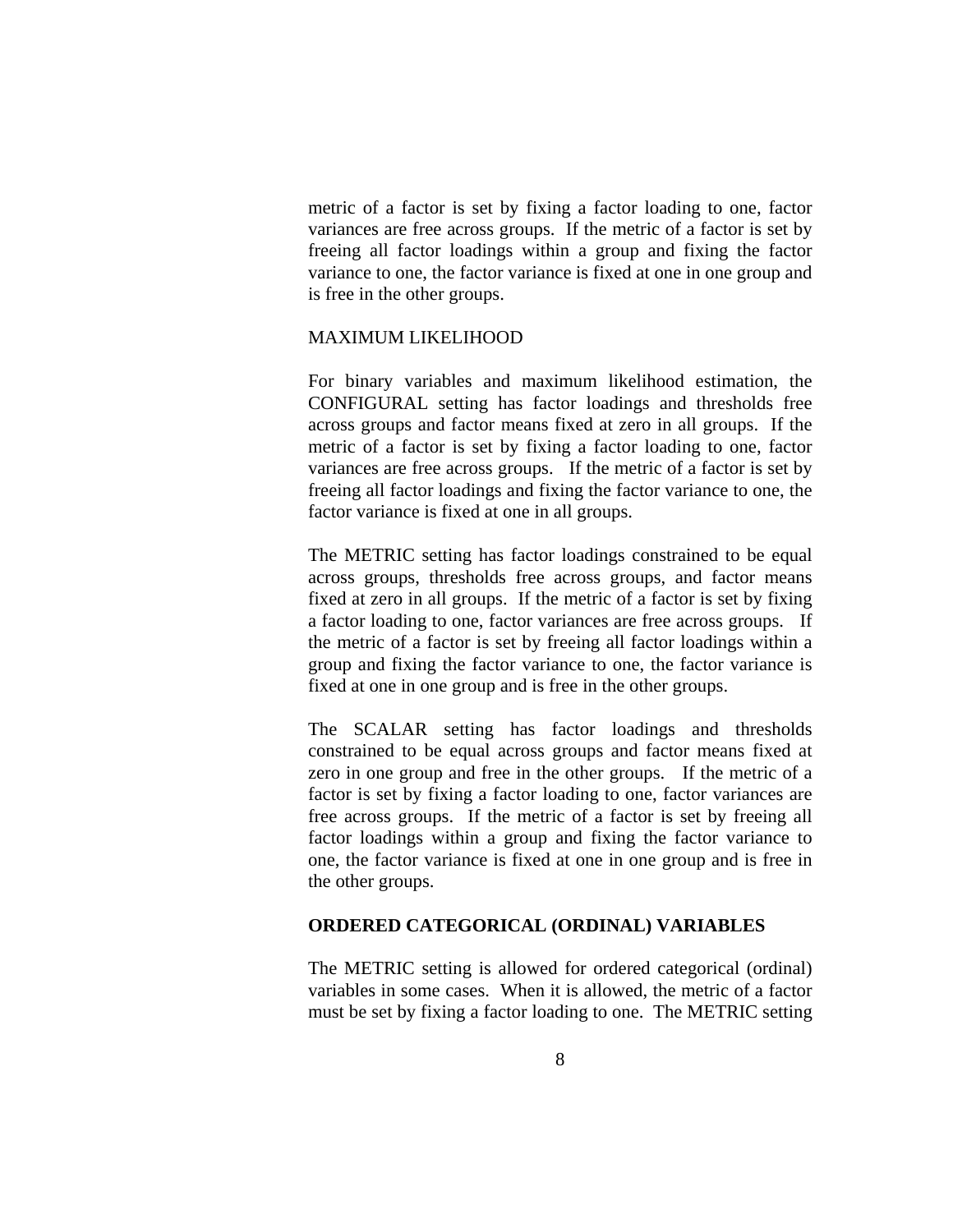metric of a factor is set by fixing a factor loading to one, factor variances are free across groups. If the metric of a factor is set by freeing all factor loadings within a group and fixing the factor variance to one, the factor variance is fixed at one in one group and is free in the other groups.

MAXIMUM LIKELIHOOD

For binary variables and maximum likelihood estimation, the CONFIGURAL setting has factor loadings and thresholds free across groups and factor means fixed at zero in all groups. If the metric of a factor is set by fixing a factor loading to one, factor variances are free across groups. If the metric of a factor is set by freeing all factor loadings and fixing the factor variance to one, the factor variance is fixed at one in all groups.

The METRIC setting has factor loadings constrained to be equal across groups, thresholds free across groups, and factor means fixed at zero in all groups. If the metric of a factor is set by fixing a factor loading to one, factor variances are free across groups. If the metric of a factor is set by freeing all factor loadings within a group and fixing the factor variance to one, the factor variance is fixed at one in one group and is free in the other groups.

The SCALAR setting has factor loadings and thresholds constrained to be equal across groups and factor means fixed at zero in one group and free in the other groups. If the metric of a factor is set by fixing a factor loading to one, factor variances are free across groups. If the metric of a factor is set by freeing all factor loadings within a group and fixing the factor variance to one, the factor variance is fixed at one in one group and is free in the other groups.

**ORDERED CATEGORICAL (ORDINAL) VARIABLES**

The METRIC setting is allowed for ordered categorical (ordinal) variables in some cases. When it is allowed, the metric of a factor must be set by fixing a factor loading to one. The METRIC setting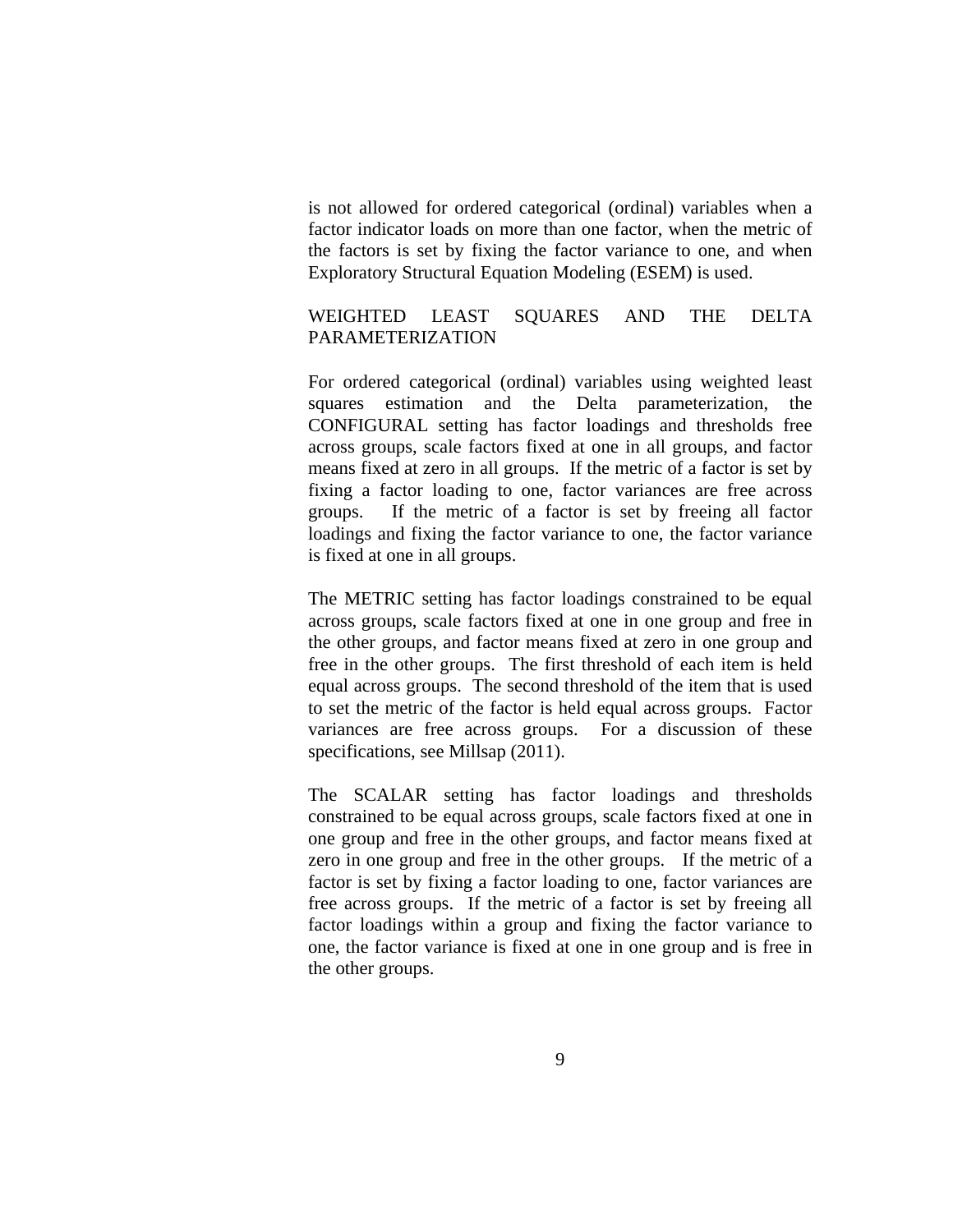is not allowed for ordered categorical (ordinal) variables when a factor indicator loads on more than one factor, when the metric of the factors is set by fixing the factor variance to one, and when Exploratory Structural Equation Modeling (ESEM) is used.

## WEIGHTED LEAST SQUARES AND THE DELTA PARAMETERIZATION

For ordered categorical (ordinal) variables using weighted least squares estimation and the Delta parameterization, the CONFIGURAL setting has factor loadings and thresholds free across groups, scale factors fixed at one in all groups, and factor means fixed at zero in all groups. If the metric of a factor is set by fixing a factor loading to one, factor variances are free across groups. If the metric of a factor is set by freeing all factor loadings and fixing the factor variance to one, the factor variance is fixed at one in all groups.

The METRIC setting has factor loadings constrained to be equal across groups, scale factors fixed at one in one group and free in the other groups, and factor means fixed at zero in one group and free in the other groups. The first threshold of each item is held equal across groups. The second threshold of the item that is used to set the metric of the factor is held equal across groups. Factor variances are free across groups. For a discussion of these specifications, see Millsap (2011).

The SCALAR setting has factor loadings and thresholds constrained to be equal across groups, scale factors fixed at one in one group and free in the other groups, and factor means fixed at zero in one group and free in the other groups. If the metric of a factor is set by fixing a factor loading to one, factor variances are free across groups. If the metric of a factor is set by freeing all factor loadings within a group and fixing the factor variance to one, the factor variance is fixed at one in one group and is free in the other groups.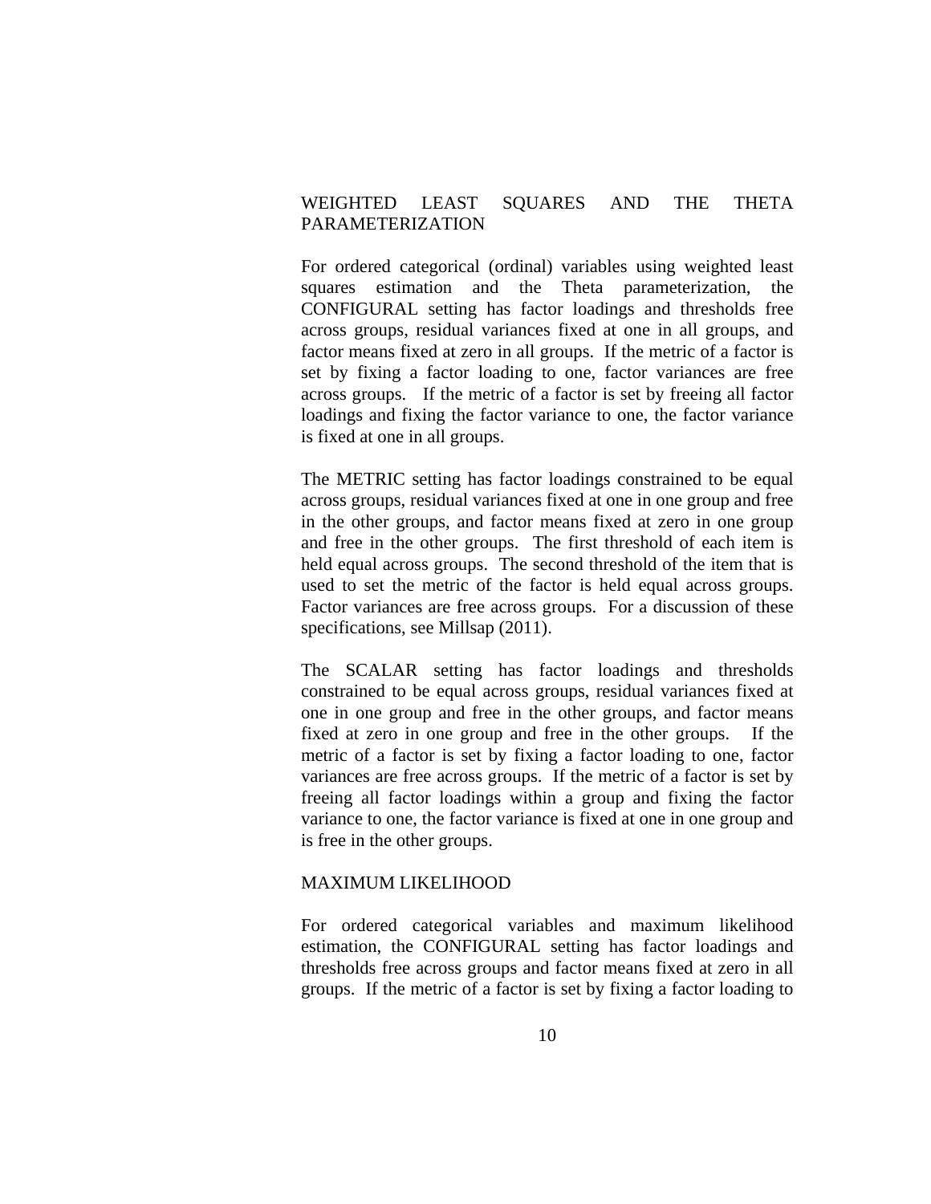## WEIGHTED LEAST SQUARES AND THE THETA PARAMETERIZATION

For ordered categorical (ordinal) variables using weighted least squares estimation and the Theta parameterization, the CONFIGURAL setting has factor loadings and thresholds free across groups, residual variances fixed at one in all groups, and factor means fixed at zero in all groups. If the metric of a factor is set by fixing a factor loading to one, factor variances are free across groups. If the metric of a factor is set by freeing all factor loadings and fixing the factor variance to one, the factor variance is fixed at one in all groups.

The METRIC setting has factor loadings constrained to be equal across groups, residual variances fixed at one in one group and free in the other groups, and factor means fixed at zero in one group and free in the other groups. The first threshold of each item is held equal across groups. The second threshold of the item that is used to set the metric of the factor is held equal across groups. Factor variances are free across groups. For a discussion of these specifications, see Millsap (2011).

The SCALAR setting has factor loadings and thresholds constrained to be equal across groups, residual variances fixed at one in one group and free in the other groups, and factor means fixed at zero in one group and free in the other groups. If the metric of a factor is set by fixing a factor loading to one, factor variances are free across groups. If the metric of a factor is set by freeing all factor loadings within a group and fixing the factor variance to one, the factor variance is fixed at one in one group and is free in the other groups.

## MAXIMUM LIKELIHOOD

For ordered categorical variables and maximum likelihood estimation, the CONFIGURAL setting has factor loadings and thresholds free across groups and factor means fixed at zero in all groups. If the metric of a factor is set by fixing a factor loading to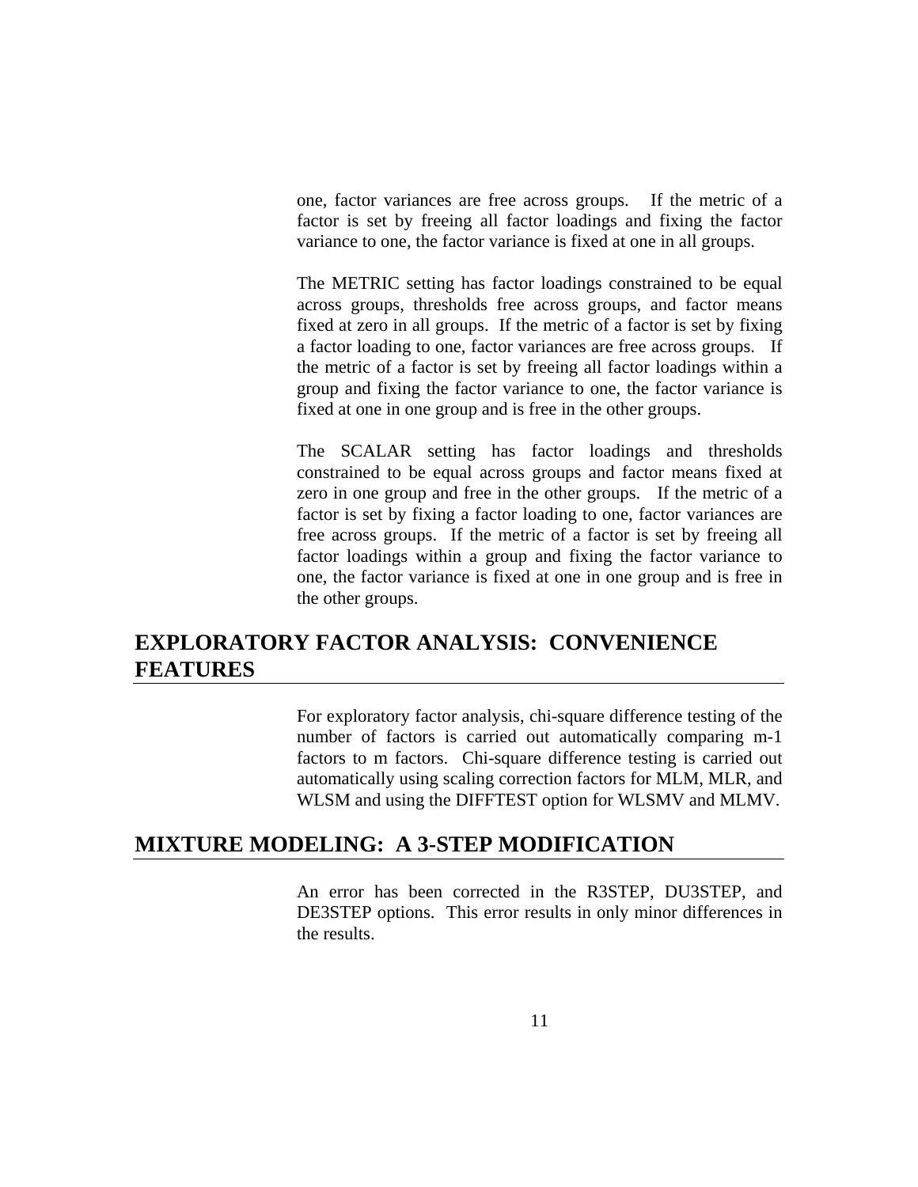one, factor variances are free across groups. If the metric of a factor is set by freeing all factor loadings and fixing the factor variance to one, the factor variance is fixed at one in all groups.

The METRIC setting has factor loadings constrained to be equal across groups, thresholds free across groups, and factor means fixed at zero in all groups. If the metric of a factor is set by fixing a factor loading to one, factor variances are free across groups. If the metric of a factor is set by freeing all factor loadings within a group and fixing the factor variance to one, the factor variance is fixed at one in one group and is free in the other groups.

The SCALAR setting has factor loadings and thresholds constrained to be equal across groups and factor means fixed at zero in one group and free in the other groups. If the metric of a factor is set by fixing a factor loading to one, factor variances are free across groups. If the metric of a factor is set by freeing all factor loadings within a group and fixing the factor variance to one, the factor variance is fixed at one in one group and is free in the other groups.

## EXPLORATORY FACTOR ANALYSIS: CONVENIENCE FEATURES

For exploratory factor analysis, chi-square difference testing of the number of factors is carried out automatically comparing m-1 factors to m factors. Chi-square difference testing is carried out automatically using scaling correction factors for MLM, MLR, and WLSM and using the DIFFTEST option for WLSMV and MLMV.

## MIXTURE MODELING: A 3-STEP MODIFICATION

An error has been corrected in the R3STEP, DU3STEP, and DE3STEP options. This error results in only minor differences in the results.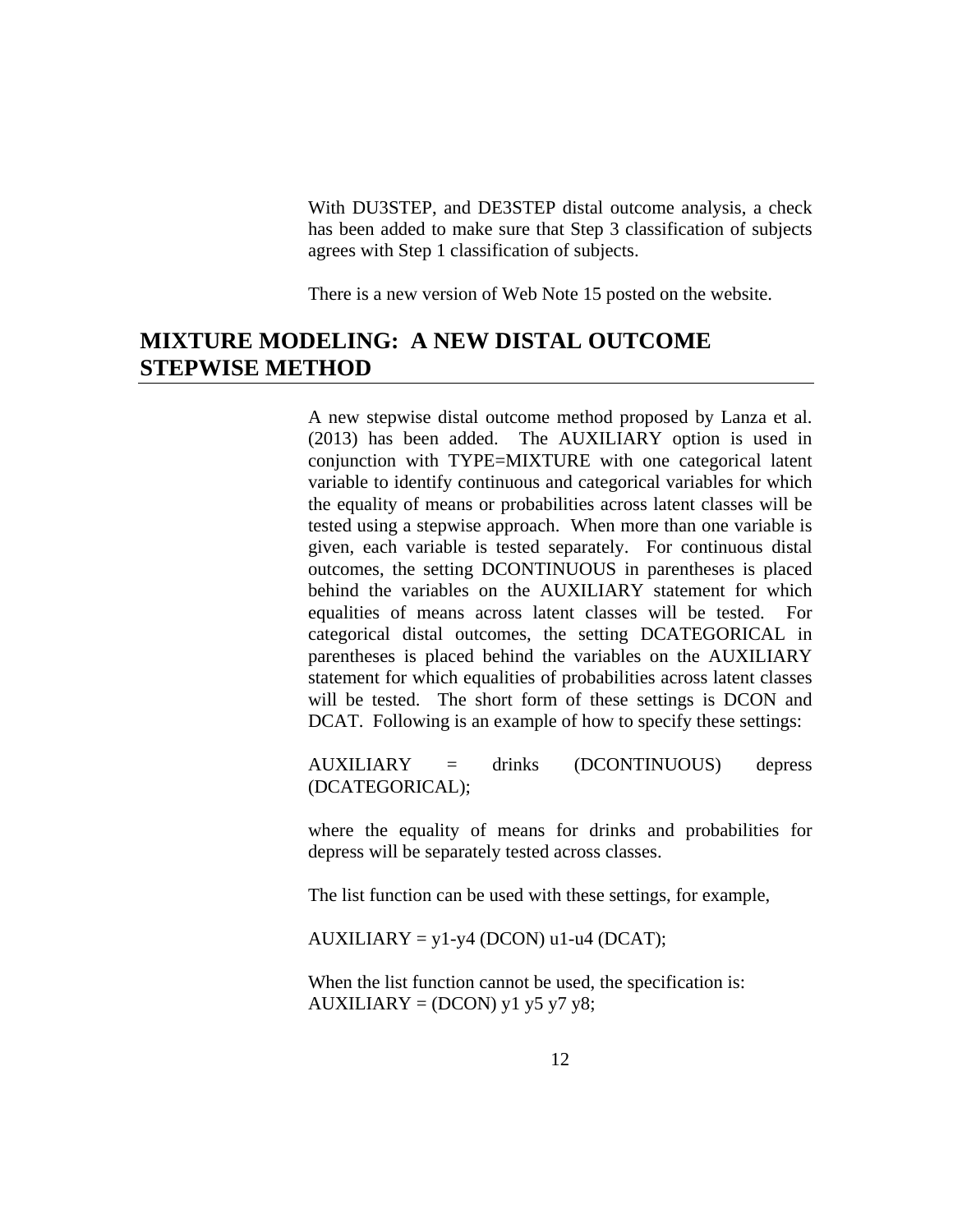With DU3STEP, and DE3STEP distal outcome analysis, a check has been added to make sure that Step 3 classification of subjects agrees with Step 1 classification of subjects.

There is a new version of Web Note 15 posted on the website.

## MIXTURE MODELING: A NEW DISTAL OUTCOME STEPWISE METHOD

A new stepwise distal outcome method proposed by Lanza et al. (2013) has been added. The AUXILIARY option is used in conjunction with TYPE=MIXTURE with one categorical latent variable to identify continuous and categorical variables for which the equality of means or probabilities across latent classes will be tested using a stepwise approach. When more than one variable is given, each variable is tested separately. For continuous distal outcomes, the setting DCONTINUOUS in parentheses is placed behind the variables on the AUXILIARY statement for which equalities of means across latent classes will be tested. For categorical distal outcomes, the setting DCATEGORICAL in parentheses is placed behind the variables on the AUXILIARY statement for which equalities of probabilities across latent classes will be tested. The short form of these settings is DCON and DCAT. Following is an example of how to specify these settings:

```
AUXILIARY = drinks (DCONTINUOUS) depress (DCATEGORICAL);
```

where the equality of means for drinks and probabilities for depress will be separately tested across classes.

The list function can be used with these settings, for example,

```
AUXILIARY = y1-y4 (DCON) u1-u4 (DCAT);
```

When the list function cannot be used, the specification is:

```
AUXILIARY = (DCON) y1 y5 y7 y8;
```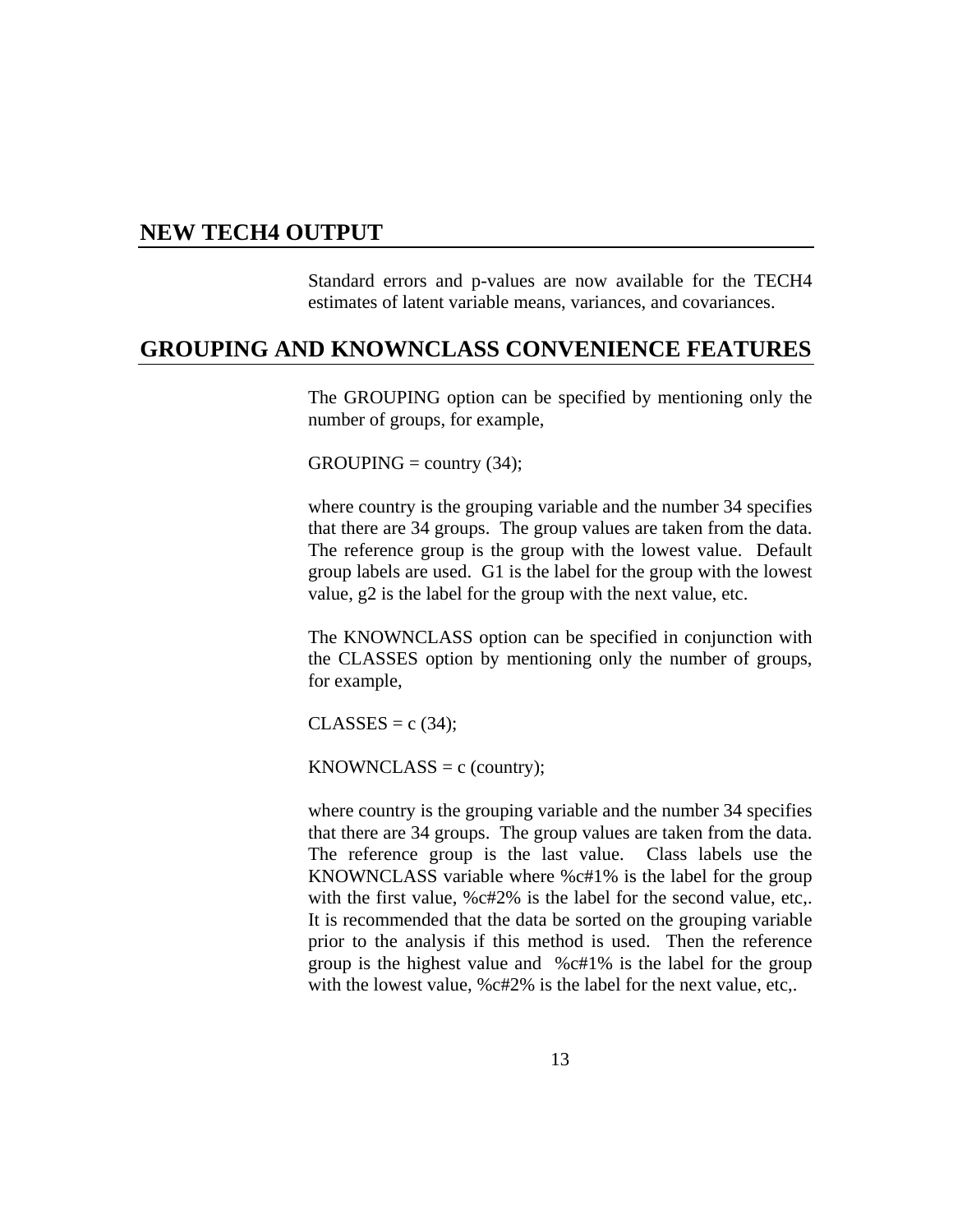## NEW TECH4 OUTPUT

Standard errors and p-values are now available for the TECH4 estimates of latent variable means, variances, and covariances.

## GROUPING AND KNOWNCLASS CONVENIENCE FEATURES

The GROUPING option can be specified by mentioning only the number of groups, for example,

GROUPING = country (34);

where country is the grouping variable and the number 34 specifies that there are 34 groups. The group values are taken from the data. The reference group is the group with the lowest value. Default group labels are used. G1 is the label for the group with the lowest value, g2 is the label for the group with the next value, etc.

The KNOWNCLASS option can be specified in conjunction with the CLASSES option by mentioning only the number of groups, for example,

CLASSES = c (34);

KNOWNCLASS = c (country);

where country is the grouping variable and the number 34 specifies that there are 34 groups. The group values are taken from the data. The reference group is the last value. Class labels use the KNOWNCLASS variable where %c#1% is the label for the group with the first value, %c#2% is the label for the second value, etc,. It is recommended that the data be sorted on the grouping variable prior to the analysis if this method is used. Then the reference group is the highest value and %c#1% is the label for the group with the lowest value, %c#2% is the label for the next value, etc,.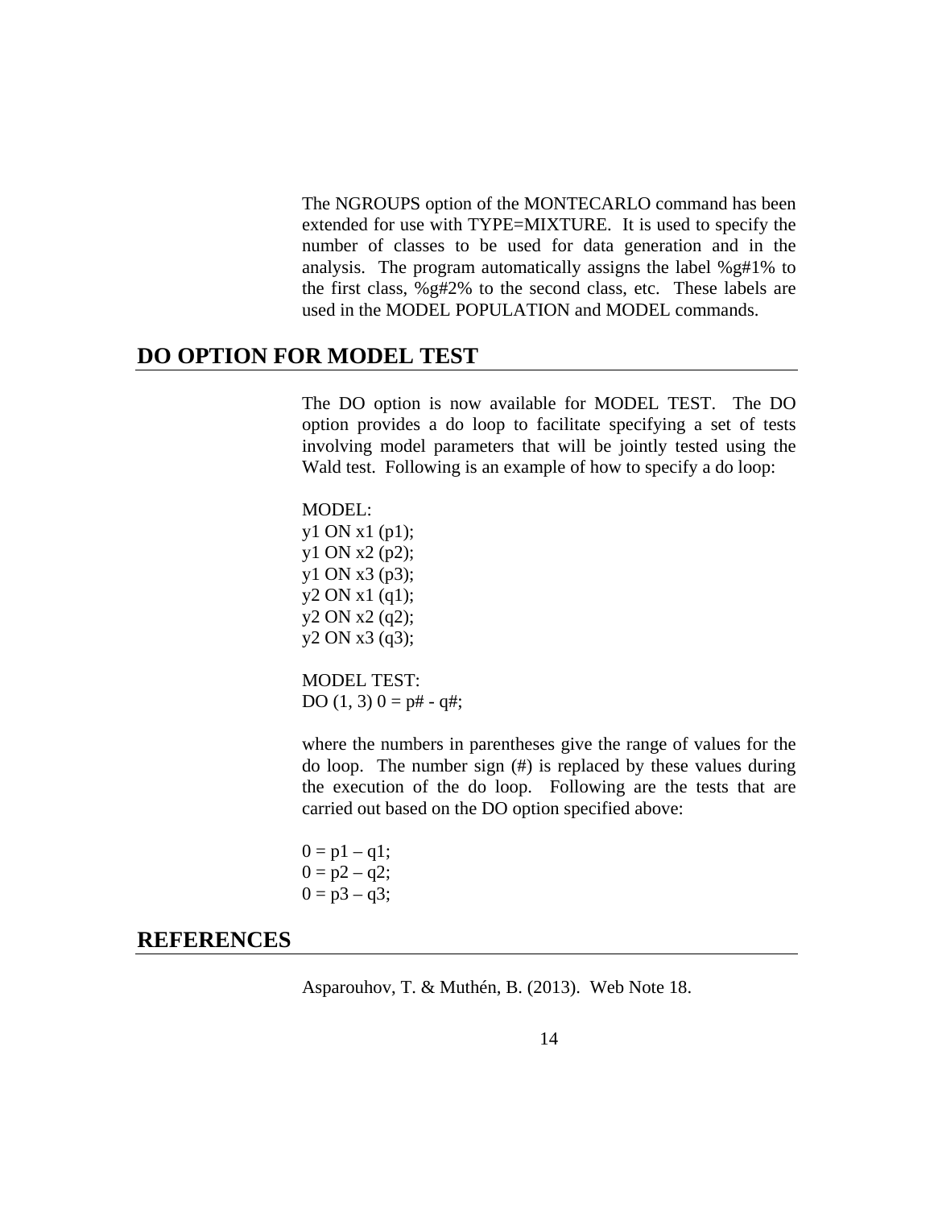The NGROUPS option of the MONTECARLO command has been extended for use with TYPE=MIXTURE. It is used to specify the number of classes to be used for data generation and in the analysis. The program automatically assigns the label %g#1% to the first class, %g#2% to the second class, etc. These labels are used in the MODEL POPULATION and MODEL commands.

## DO OPTION FOR MODEL TEST

The DO option is now available for MODEL TEST. The DO option provides a do loop to facilitate specifying a set of tests involving model parameters that will be jointly tested using the Wald test. Following is an example of how to specify a do loop:

```
MODEL:
y1 ON x1 (p1);
y1 ON x2 (p2);
y1 ON x3 (p3);
y2 ON x1 (q1);
y2 ON x2 (q2);
y2 ON x3 (q3);

MODEL TEST:
DO (1, 3) 0 = p# - q#;
```

where the numbers in parentheses give the range of values for the do loop. The number sign (#) is replaced by these values during the execution of the do loop. Following are the tests that are carried out based on the DO option specified above:

```
0 = p1 – q1;
0 = p2 – q2;
0 = p3 – q3;
```

## REFERENCES

Asparouhov, T. & Muthén, B. (2013). Web Note 18.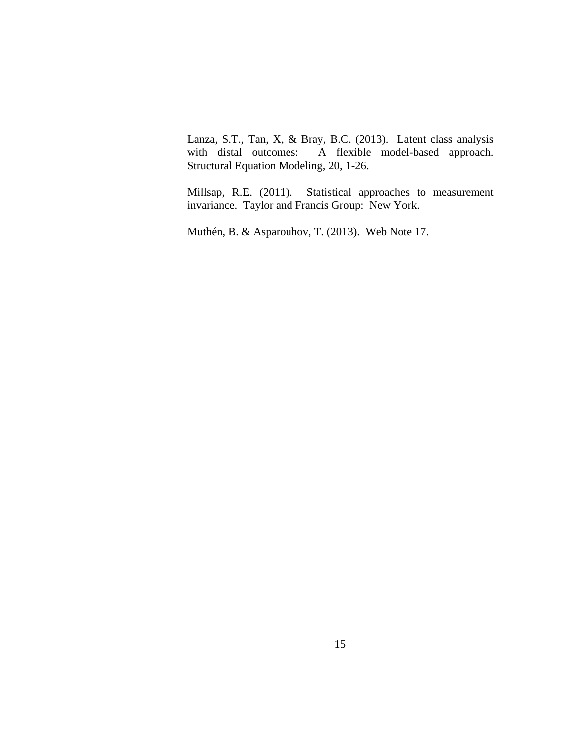Lanza, S.T., Tan, X, & Bray, B.C. (2013). Latent class analysis with distal outcomes: A flexible model-based approach. Structural Equation Modeling, 20, 1-26.

Millsap, R.E. (2011). Statistical approaches to measurement invariance. Taylor and Francis Group: New York.

Muthén, B. & Asparouhov, T. (2013). Web Note 17.